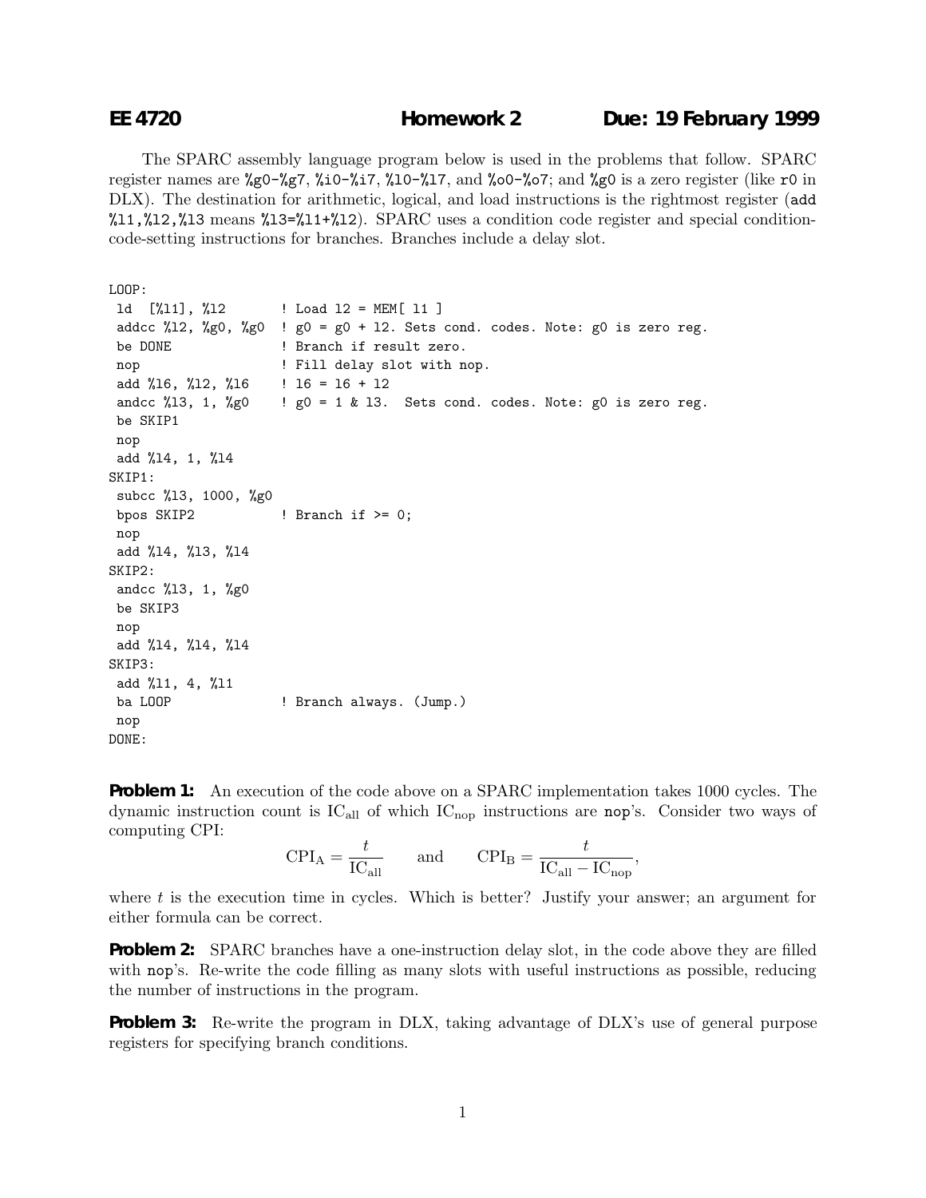**EE 4720 Homework 2 Due: 19 February 1999**

The SPARC assembly language program below is used in the problems that follow. SPARC register names are `%g0-%g7`, `%i0-%i7`, `%l0-%l7`, and `%o0-%o7`; and `%g0` is a zero register (like `r0` in DLX). The destination for arithmetic, logical, and load instructions is the rightmost register (`add %l1,%l2,%l3` means `%l3=%l1+%l2`). SPARC uses a condition code register and special condition-code-setting instructions for branches. Branches include a delay slot.

```
LOOP:
 ld  [%l1], %l2       ! Load l2 = MEM[ l1 ]
 addcc %l2, %g0, %g0  ! g0 = g0 + l2. Sets cond. codes. Note: g0 is zero reg.
 be DONE              ! Branch if result zero.
 nop                  ! Fill delay slot with nop.
 add %l6, %l2, %l6    ! l6 = l6 + l2
 andcc %l3, 1, %g0    ! g0 = 1 & l3.  Sets cond. codes. Note: g0 is zero reg.
 be SKIP1
 nop
 add %l4, 1, %l4
SKIP1:
 subcc %l3, 1000, %g0
 bpos SKIP2           ! Branch if >= 0;
 nop
 add %l4, %l3, %l4
SKIP2:
 andcc %l3, 1, %g0
 be SKIP3
 nop
 add %l4, %l4, %l4
SKIP3:
 add %l1, 4, %l1
 ba LOOP              ! Branch always. (Jump.)
 nop
DONE:
```

**Problem 1:** An execution of the code above on a SPARC implementation takes 1000 cycles. The dynamic instruction count is $IC_{all}$ of which $IC_{nop}$ instructions are `nop`'s. Consider two ways of computing CPI:

$$\text{CPI}_\text{A} = \frac{t}{\text{IC}_\text{all}} \qquad \text{and} \qquad \text{CPI}_\text{B} = \frac{t}{\text{IC}_\text{all} - \text{IC}_\text{nop}},$$

where $t$ is the execution time in cycles. Which is better? Justify your answer; an argument for either formula can be correct.

**Problem 2:** SPARC branches have a one-instruction delay slot, in the code above they are filled with `nop`'s. Re-write the code filling as many slots with useful instructions as possible, reducing the number of instructions in the program.

**Problem 3:** Re-write the program in DLX, taking advantage of DLX's use of general purpose registers for specifying branch conditions.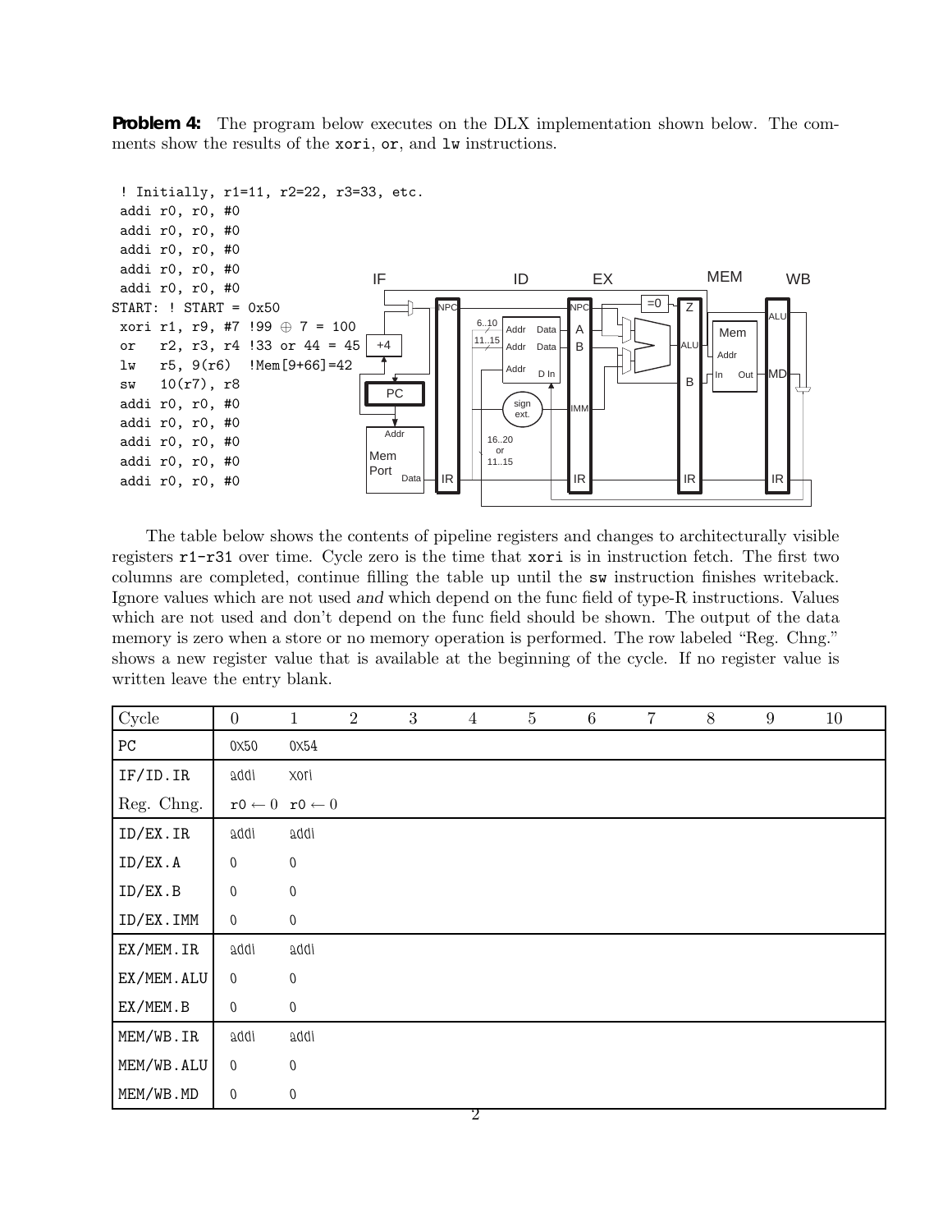**Problem 4:** The program below executes on the DLX implementation shown below. The comments show the results of the `xori`, `or`, and `lw` instructions.

```
 ! Initially, r1=11, r2=22, r3=33, etc.
 addi r0, r0, #0
 addi r0, r0, #0
 addi r0, r0, #0
 addi r0, r0, #0
 addi r0, r0, #0
START: ! START = 0x50
 xori r1, r9, #7 !99 ⊕ 7 = 100
 or   r2, r3, r4 !33 or 44 = 45
 lw   r5, 9(r6)  !Mem[9+66]=42
 sw   10(r7), r8
 addi r0, r0, #0
 addi r0, r0, #0
 addi r0, r0, #0
 addi r0, r0, #0
 addi r0, r0, #0
```

IF ID EX MEM WB

NPC 6..10 11..15 Addr Data Addr Data Addr D In A B NPC =0 Z ALU Mem Addr In Out ALU MD +4 PC sign ext. IMM Addr Mem Port Data IR 16..20 or 11..15 IR B IR IR

The table below shows the contents of pipeline registers and changes to architecturally visible registers r1-r31 over time. Cycle zero is the time that `xori` is in instruction fetch. The first two columns are completed, continue filling the table up until the `sw` instruction finishes writeback. Ignore values which are not used *and* which depend on the func field of type-R instructions. Values which are not used and don't depend on the func field should be shown. The output of the data memory is zero when a store or no memory operation is performed. The row labeled "Reg. Chng." shows a new register value that is available at the beginning of the cycle. If no register value is written leave the entry blank.

| Cycle | 0 | 1 | 2 | 3 | 4 | 5 | 6 | 7 | 8 | 9 | 10 |
|---|---|---|---|---|---|---|---|---|---|---|---|
| PC | 0x50 | 0x54 | | | | | | | | | |
| IF/ID.IR | addi | xori | | | | | | | | | |
| Reg. Chng. | $r0 \leftarrow 0$ | $r0 \leftarrow 0$ | | | | | | | | | |
| ID/EX.IR | addi | addi | | | | | | | | | |
| ID/EX.A | 0 | 0 | | | | | | | | | |
| ID/EX.B | 0 | 0 | | | | | | | | | |
| ID/EX.IMM | 0 | 0 | | | | | | | | | |
| EX/MEM.IR | addi | addi | | | | | | | | | |
| EX/MEM.ALU | 0 | 0 | | | | | | | | | |
| EX/MEM.B | 0 | 0 | | | | | | | | | |
| MEM/WB.IR | addi | addi | | | | | | | | | |
| MEM/WB.ALU | 0 | 0 | | | | | | | | | |
| MEM/WB.MD | 0 | 0 | | | | | | | | | |